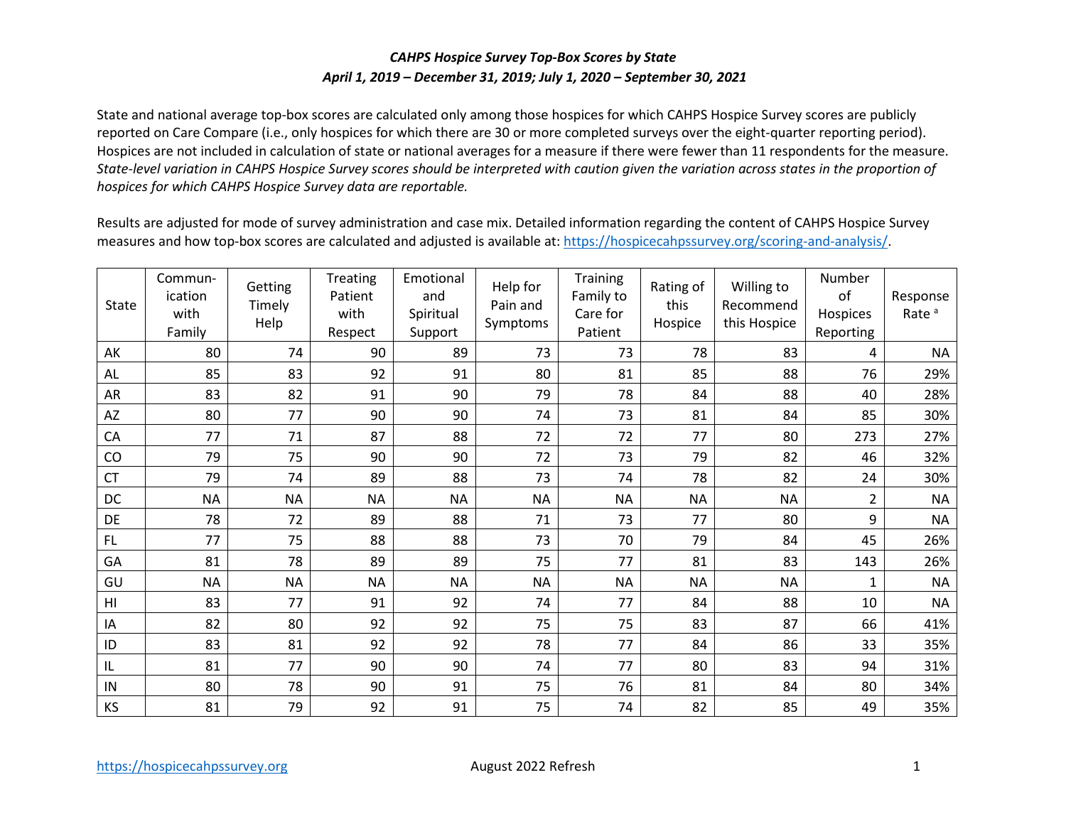*CAHPS Hospice Survey Top-Box Scores by State*

*April 1, 2019 – December 31, 2019; July 1, 2020 – September 30, 2021*

State and national average top-box scores are calculated only among those hospices for which CAHPS Hospice Survey scores are publicly reported on Care Compare (i.e., only hospices for which there are 30 or more completed surveys over the eight-quarter reporting period). Hospices are not included in calculation of state or national averages for a measure if there were fewer than 11 respondents for the measure. *State-level variation in CAHPS Hospice Survey scores should be interpreted with caution given the variation across states in the proportion of hospices for which CAHPS Hospice Survey data are reportable.*

Results are adjusted for mode of survey administration and case mix. Detailed information regarding the content of CAHPS Hospice Survey measures and how top-box scores are calculated and adjusted is available at: https://hospicecahpssurvey.org/scoring-and-analysis/.

| State | Communication with Family | Getting Timely Help | Treating Patient with Respect | Emotional and Spiritual Support | Help for Pain and Symptoms | Training Family to Care for Patient | Rating of this Hospice | Willing to Recommend this Hospice | Number of Hospices Reporting | Response Rate [a] |
|---|---|---|---|---|---|---|---|---|---|---|
| AK | 80 | 74 | 90 | 89 | 73 | 73 | 78 | 83 | 4 | NA |
| AL | 85 | 83 | 92 | 91 | 80 | 81 | 85 | 88 | 76 | 29% |
| AR | 83 | 82 | 91 | 90 | 79 | 78 | 84 | 88 | 40 | 28% |
| AZ | 80 | 77 | 90 | 90 | 74 | 73 | 81 | 84 | 85 | 30% |
| CA | 77 | 71 | 87 | 88 | 72 | 72 | 77 | 80 | 273 | 27% |
| CO | 79 | 75 | 90 | 90 | 72 | 73 | 79 | 82 | 46 | 32% |
| CT | 79 | 74 | 89 | 88 | 73 | 74 | 78 | 82 | 24 | 30% |
| DC | NA | NA | NA | NA | NA | NA | NA | NA | 2 | NA |
| DE | 78 | 72 | 89 | 88 | 71 | 73 | 77 | 80 | 9 | NA |
| FL | 77 | 75 | 88 | 88 | 73 | 70 | 79 | 84 | 45 | 26% |
| GA | 81 | 78 | 89 | 89 | 75 | 77 | 81 | 83 | 143 | 26% |
| GU | NA | NA | NA | NA | NA | NA | NA | NA | 1 | NA |
| HI | 83 | 77 | 91 | 92 | 74 | 77 | 84 | 88 | 10 | NA |
| IA | 82 | 80 | 92 | 92 | 75 | 75 | 83 | 87 | 66 | 41% |
| ID | 83 | 81 | 92 | 92 | 78 | 77 | 84 | 86 | 33 | 35% |
| IL | 81 | 77 | 90 | 90 | 74 | 77 | 80 | 83 | 94 | 31% |
| IN | 80 | 78 | 90 | 91 | 75 | 76 | 81 | 84 | 80 | 34% |
| KS | 81 | 79 | 92 | 91 | 75 | 74 | 82 | 85 | 49 | 35% |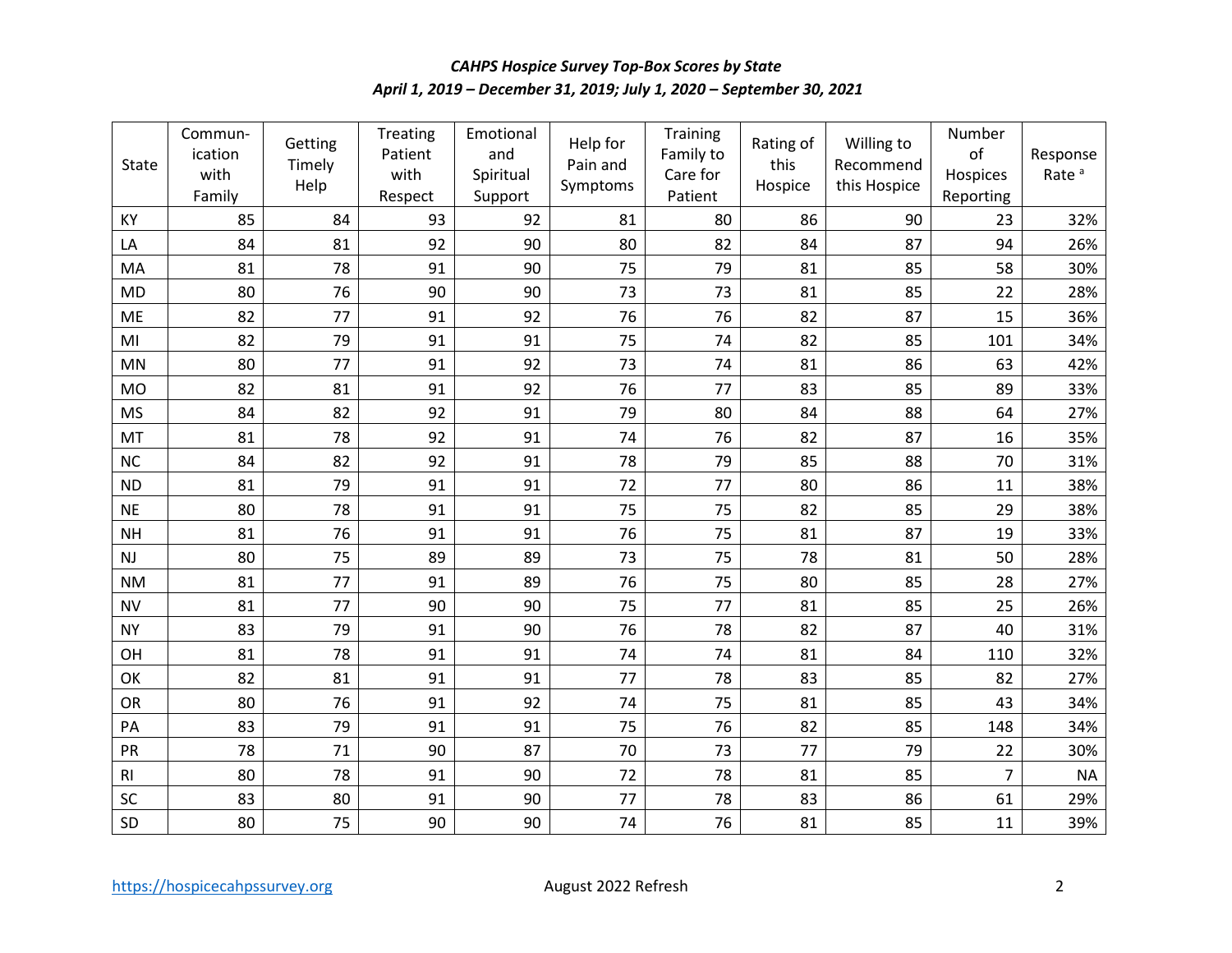*CAHPS Hospice Survey Top-Box Scores by State*
*April 1, 2019 – December 31, 2019; July 1, 2020 – September 30, 2021*

| State | Communication with Family | Getting Timely Help | Treating Patient with Respect | Emotional and Spiritual Support | Help for Pain and Symptoms | Training Family to Care for Patient | Rating of this Hospice | Willing to Recommend this Hospice | Number of Hospices Reporting | Response Rate [a] |
|---|---|---|---|---|---|---|---|---|---|---|
| KY | 85 | 84 | 93 | 92 | 81 | 80 | 86 | 90 | 23 | 32% |
| LA | 84 | 81 | 92 | 90 | 80 | 82 | 84 | 87 | 94 | 26% |
| MA | 81 | 78 | 91 | 90 | 75 | 79 | 81 | 85 | 58 | 30% |
| MD | 80 | 76 | 90 | 90 | 73 | 73 | 81 | 85 | 22 | 28% |
| ME | 82 | 77 | 91 | 92 | 76 | 76 | 82 | 87 | 15 | 36% |
| MI | 82 | 79 | 91 | 91 | 75 | 74 | 82 | 85 | 101 | 34% |
| MN | 80 | 77 | 91 | 92 | 73 | 74 | 81 | 86 | 63 | 42% |
| MO | 82 | 81 | 91 | 92 | 76 | 77 | 83 | 85 | 89 | 33% |
| MS | 84 | 82 | 92 | 91 | 79 | 80 | 84 | 88 | 64 | 27% |
| MT | 81 | 78 | 92 | 91 | 74 | 76 | 82 | 87 | 16 | 35% |
| NC | 84 | 82 | 92 | 91 | 78 | 79 | 85 | 88 | 70 | 31% |
| ND | 81 | 79 | 91 | 91 | 72 | 77 | 80 | 86 | 11 | 38% |
| NE | 80 | 78 | 91 | 91 | 75 | 75 | 82 | 85 | 29 | 38% |
| NH | 81 | 76 | 91 | 91 | 76 | 75 | 81 | 87 | 19 | 33% |
| NJ | 80 | 75 | 89 | 89 | 73 | 75 | 78 | 81 | 50 | 28% |
| NM | 81 | 77 | 91 | 89 | 76 | 75 | 80 | 85 | 28 | 27% |
| NV | 81 | 77 | 90 | 90 | 75 | 77 | 81 | 85 | 25 | 26% |
| NY | 83 | 79 | 91 | 90 | 76 | 78 | 82 | 87 | 40 | 31% |
| OH | 81 | 78 | 91 | 91 | 74 | 74 | 81 | 84 | 110 | 32% |
| OK | 82 | 81 | 91 | 91 | 77 | 78 | 83 | 85 | 82 | 27% |
| OR | 80 | 76 | 91 | 92 | 74 | 75 | 81 | 85 | 43 | 34% |
| PA | 83 | 79 | 91 | 91 | 75 | 76 | 82 | 85 | 148 | 34% |
| PR | 78 | 71 | 90 | 87 | 70 | 73 | 77 | 79 | 22 | 30% |
| RI | 80 | 78 | 91 | 90 | 72 | 78 | 81 | 85 | 7 | NA |
| SC | 83 | 80 | 91 | 90 | 77 | 78 | 83 | 86 | 61 | 29% |
| SD | 80 | 75 | 90 | 90 | 74 | 76 | 81 | 85 | 11 | 39% |

https://hospicecahpssurvey.org August 2022 Refresh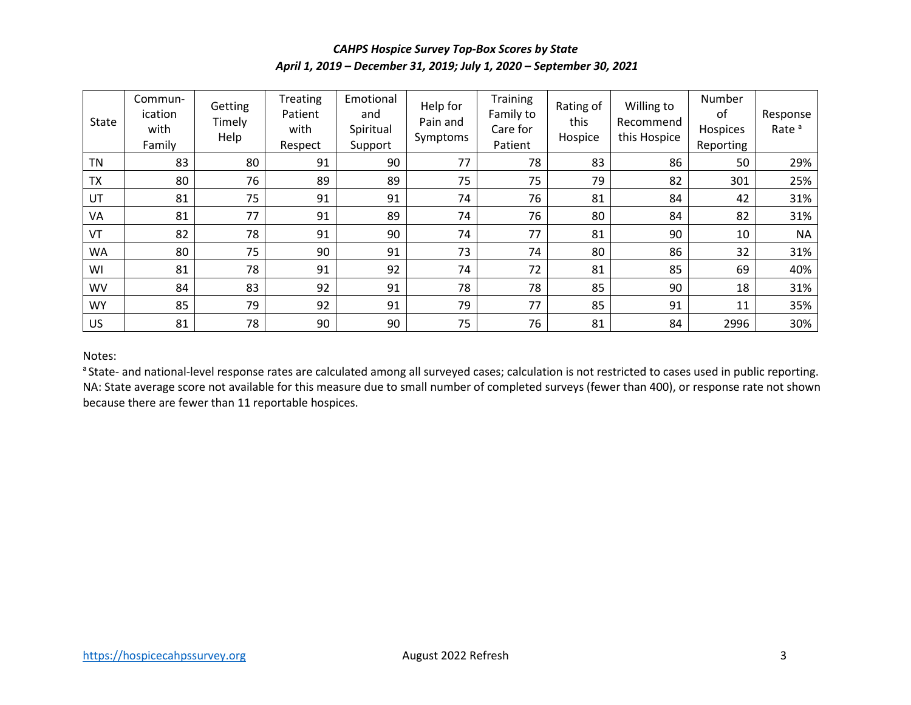*CAHPS Hospice Survey Top-Box Scores by State*
*April 1, 2019 – December 31, 2019; July 1, 2020 – September 30, 2021*

| State | Commun-ication with Family | Getting Timely Help | Treating Patient with Respect | Emotional and Spiritual Support | Help for Pain and Symptoms | Training Family to Care for Patient | Rating of this Hospice | Willing to Recommend this Hospice | Number of Hospices Reporting | Response Rate [a] |
|---|---|---|---|---|---|---|---|---|---|---|
| TN | 83 | 80 | 91 | 90 | 77 | 78 | 83 | 86 | 50 | 29% |
| TX | 80 | 76 | 89 | 89 | 75 | 75 | 79 | 82 | 301 | 25% |
| UT | 81 | 75 | 91 | 91 | 74 | 76 | 81 | 84 | 42 | 31% |
| VA | 81 | 77 | 91 | 89 | 74 | 76 | 80 | 84 | 82 | 31% |
| VT | 82 | 78 | 91 | 90 | 74 | 77 | 81 | 90 | 10 | NA |
| WA | 80 | 75 | 90 | 91 | 73 | 74 | 80 | 86 | 32 | 31% |
| WI | 81 | 78 | 91 | 92 | 74 | 72 | 81 | 85 | 69 | 40% |
| WV | 84 | 83 | 92 | 91 | 78 | 78 | 85 | 90 | 18 | 31% |
| WY | 85 | 79 | 92 | 91 | 79 | 77 | 85 | 91 | 11 | 35% |
| US | 81 | 78 | 90 | 90 | 75 | 76 | 81 | 84 | 2996 | 30% |

Notes:

[a] State- and national-level response rates are calculated among all surveyed cases; calculation is not restricted to cases used in public reporting.
NA: State average score not available for this measure due to small number of completed surveys (fewer than 400), or response rate not shown because there are fewer than 11 reportable hospices.

https://hospicecahpssurvey.org August 2022 Refresh